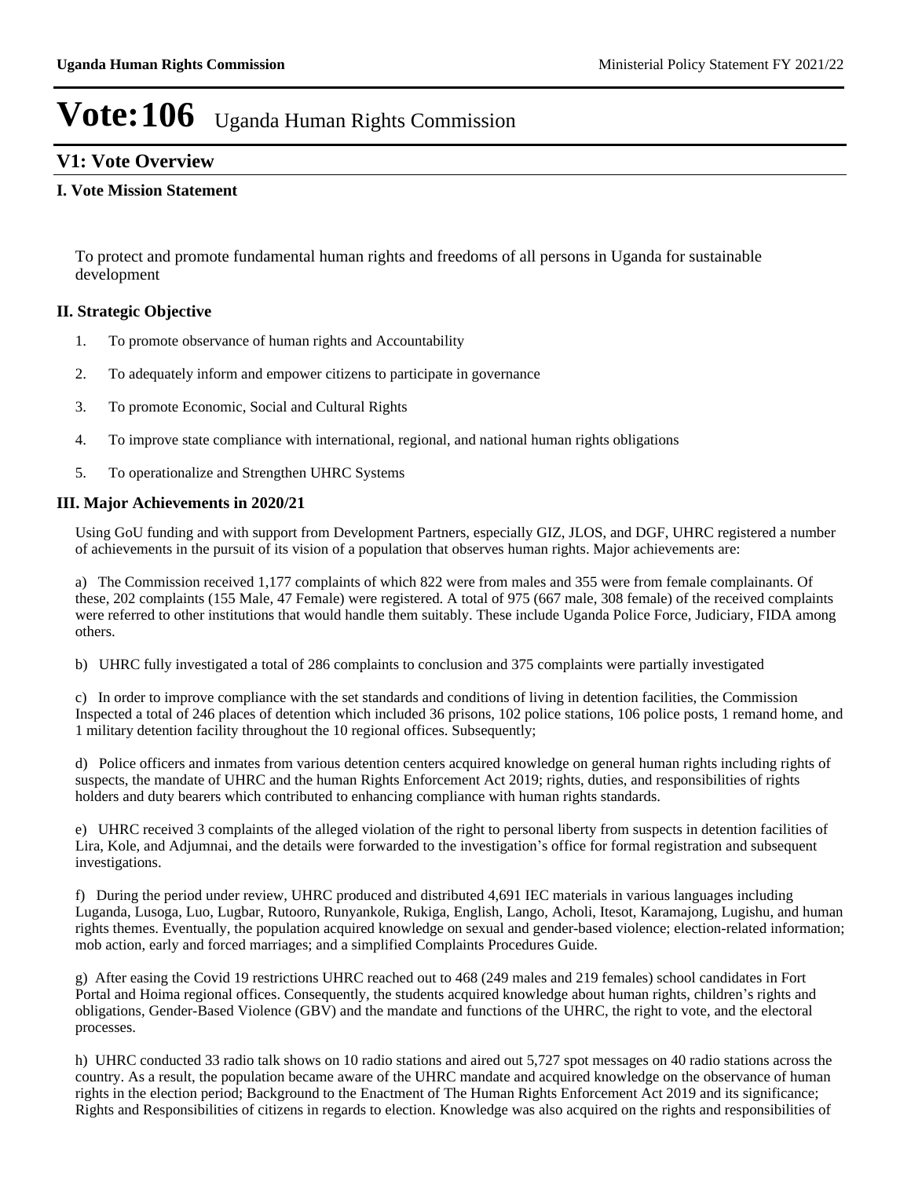# Vote:106 Uganda Human Rights Commission

## V1: Vote Overview

### I. Vote Mission Statement

To protect and promote fundamental human rights and freedoms of all persons in Uganda for sustainable development

### II. Strategic Objective

1. To promote observance of human rights and Accountability
2. To adequately inform and empower citizens to participate in governance
3. To promote Economic, Social and Cultural Rights
4. To improve state compliance with international, regional, and national human rights obligations
5. To operationalize and Strengthen UHRC Systems

### III. Major Achievements in 2020/21

Using GoU funding and with support from Development Partners, especially GIZ, JLOS, and DGF, UHRC registered a number of achievements in the pursuit of its vision of a population that observes human rights. Major achievements are:

a) The Commission received 1,177 complaints of which 822 were from males and 355 were from female complainants. Of these, 202 complaints (155 Male, 47 Female) were registered. A total of 975 (667 male, 308 female) of the received complaints were referred to other institutions that would handle them suitably. These include Uganda Police Force, Judiciary, FIDA among others.

b) UHRC fully investigated a total of 286 complaints to conclusion and 375 complaints were partially investigated

c) In order to improve compliance with the set standards and conditions of living in detention facilities, the Commission Inspected a total of 246 places of detention which included 36 prisons, 102 police stations, 106 police posts, 1 remand home, and 1 military detention facility throughout the 10 regional offices. Subsequently;

d) Police officers and inmates from various detention centers acquired knowledge on general human rights including rights of suspects, the mandate of UHRC and the human Rights Enforcement Act 2019; rights, duties, and responsibilities of rights holders and duty bearers which contributed to enhancing compliance with human rights standards.

e) UHRC received 3 complaints of the alleged violation of the right to personal liberty from suspects in detention facilities of Lira, Kole, and Adjumnai, and the details were forwarded to the investigation's office for formal registration and subsequent investigations.

f) During the period under review, UHRC produced and distributed 4,691 IEC materials in various languages including Luganda, Lusoga, Luo, Lugbar, Rutooro, Runyankole, Rukiga, English, Lango, Acholi, Itesot, Karamajong, Lugishu, and human rights themes. Eventually, the population acquired knowledge on sexual and gender-based violence; election-related information; mob action, early and forced marriages; and a simplified Complaints Procedures Guide.

g) After easing the Covid 19 restrictions UHRC reached out to 468 (249 males and 219 females) school candidates in Fort Portal and Hoima regional offices. Consequently, the students acquired knowledge about human rights, children's rights and obligations, Gender-Based Violence (GBV) and the mandate and functions of the UHRC, the right to vote, and the electoral processes.

h) UHRC conducted 33 radio talk shows on 10 radio stations and aired out 5,727 spot messages on 40 radio stations across the country. As a result, the population became aware of the UHRC mandate and acquired knowledge on the observance of human rights in the election period; Background to the Enactment of The Human Rights Enforcement Act 2019 and its significance; Rights and Responsibilities of citizens in regards to election. Knowledge was also acquired on the rights and responsibilities of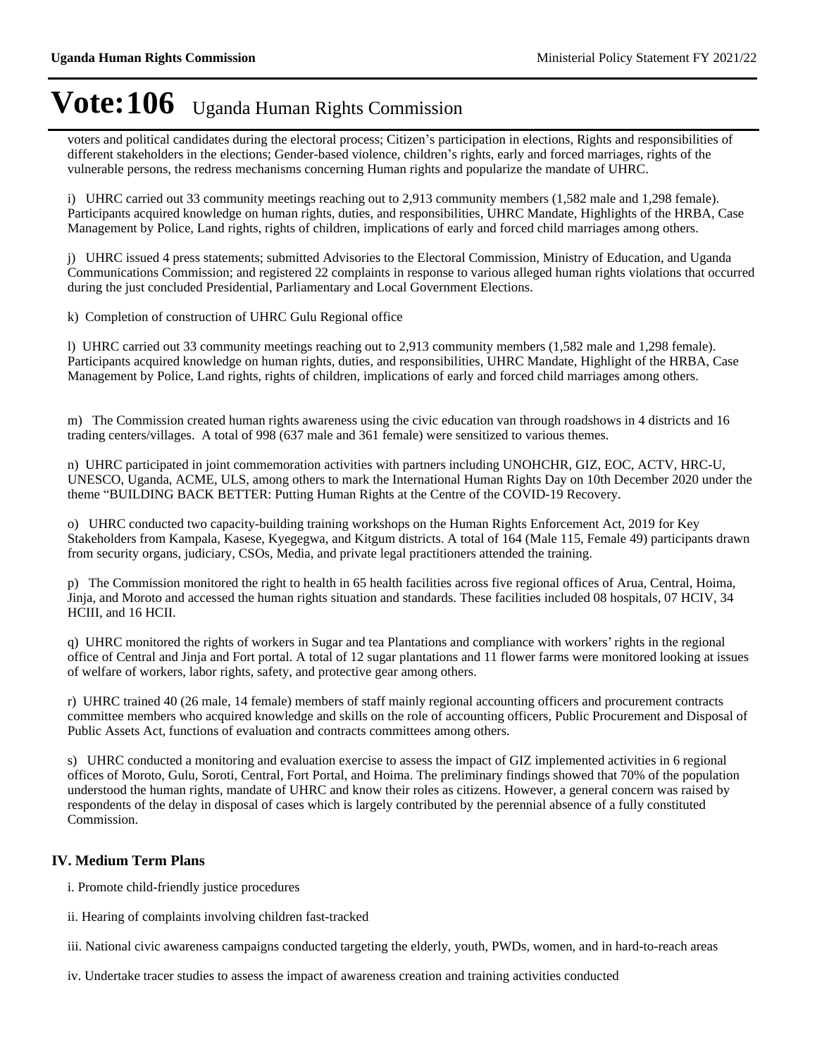# Vote:106 Uganda Human Rights Commission

voters and political candidates during the electoral process; Citizen's participation in elections, Rights and responsibilities of different stakeholders in the elections; Gender-based violence, children's rights, early and forced marriages, rights of the vulnerable persons, the redress mechanisms concerning Human rights and popularize the mandate of UHRC.

i) UHRC carried out 33 community meetings reaching out to 2,913 community members (1,582 male and 1,298 female). Participants acquired knowledge on human rights, duties, and responsibilities, UHRC Mandate, Highlights of the HRBA, Case Management by Police, Land rights, rights of children, implications of early and forced child marriages among others.

j) UHRC issued 4 press statements; submitted Advisories to the Electoral Commission, Ministry of Education, and Uganda Communications Commission; and registered 22 complaints in response to various alleged human rights violations that occurred during the just concluded Presidential, Parliamentary and Local Government Elections.

k) Completion of construction of UHRC Gulu Regional office

l) UHRC carried out 33 community meetings reaching out to 2,913 community members (1,582 male and 1,298 female). Participants acquired knowledge on human rights, duties, and responsibilities, UHRC Mandate, Highlight of the HRBA, Case Management by Police, Land rights, rights of children, implications of early and forced child marriages among others.

m) The Commission created human rights awareness using the civic education van through roadshows in 4 districts and 16 trading centers/villages. A total of 998 (637 male and 361 female) were sensitized to various themes.

n) UHRC participated in joint commemoration activities with partners including UNOHCHR, GIZ, EOC, ACTV, HRC-U, UNESCO, Uganda, ACME, ULS, among others to mark the International Human Rights Day on 10th December 2020 under the theme "BUILDING BACK BETTER: Putting Human Rights at the Centre of the COVID-19 Recovery.

o) UHRC conducted two capacity-building training workshops on the Human Rights Enforcement Act, 2019 for Key Stakeholders from Kampala, Kasese, Kyegegwa, and Kitgum districts. A total of 164 (Male 115, Female 49) participants drawn from security organs, judiciary, CSOs, Media, and private legal practitioners attended the training.

p) The Commission monitored the right to health in 65 health facilities across five regional offices of Arua, Central, Hoima, Jinja, and Moroto and accessed the human rights situation and standards. These facilities included 08 hospitals, 07 HCIV, 34 HCIII, and 16 HCII.

q) UHRC monitored the rights of workers in Sugar and tea Plantations and compliance with workers' rights in the regional office of Central and Jinja and Fort portal. A total of 12 sugar plantations and 11 flower farms were monitored looking at issues of welfare of workers, labor rights, safety, and protective gear among others.

r) UHRC trained 40 (26 male, 14 female) members of staff mainly regional accounting officers and procurement contracts committee members who acquired knowledge and skills on the role of accounting officers, Public Procurement and Disposal of Public Assets Act, functions of evaluation and contracts committees among others.

s) UHRC conducted a monitoring and evaluation exercise to assess the impact of GIZ implemented activities in 6 regional offices of Moroto, Gulu, Soroti, Central, Fort Portal, and Hoima. The preliminary findings showed that 70% of the population understood the human rights, mandate of UHRC and know their roles as citizens. However, a general concern was raised by respondents of the delay in disposal of cases which is largely contributed by the perennial absence of a fully constituted Commission.

## IV. Medium Term Plans

i. Promote child-friendly justice procedures

ii. Hearing of complaints involving children fast-tracked

iii. National civic awareness campaigns conducted targeting the elderly, youth, PWDs, women, and in hard-to-reach areas

iv. Undertake tracer studies to assess the impact of awareness creation and training activities conducted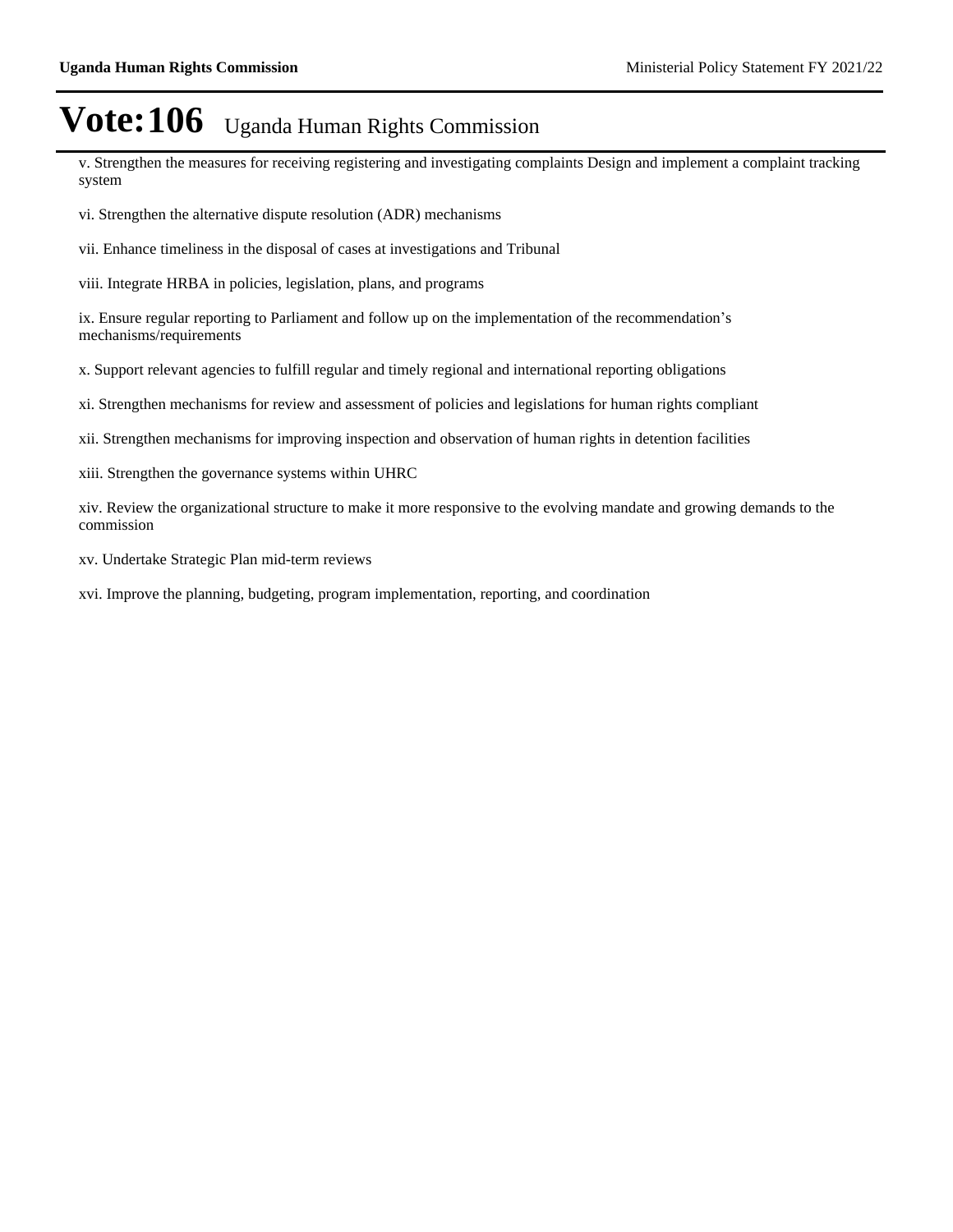v. Strengthen the measures for receiving registering and investigating complaints Design and implement a complaint tracking system

vi. Strengthen the alternative dispute resolution (ADR) mechanisms

vii. Enhance timeliness in the disposal of cases at investigations and Tribunal

viii. Integrate HRBA in policies, legislation, plans, and programs

ix. Ensure regular reporting to Parliament and follow up on the implementation of the recommendation's mechanisms/requirements

x. Support relevant agencies to fulfill regular and timely regional and international reporting obligations

xi. Strengthen mechanisms for review and assessment of policies and legislations for human rights compliant

xii. Strengthen mechanisms for improving inspection and observation of human rights in detention facilities

xiii. Strengthen the governance systems within UHRC

xiv. Review the organizational structure to make it more responsive to the evolving mandate and growing demands to the commission

xv. Undertake Strategic Plan mid-term reviews

xvi. Improve the planning, budgeting, program implementation, reporting, and coordination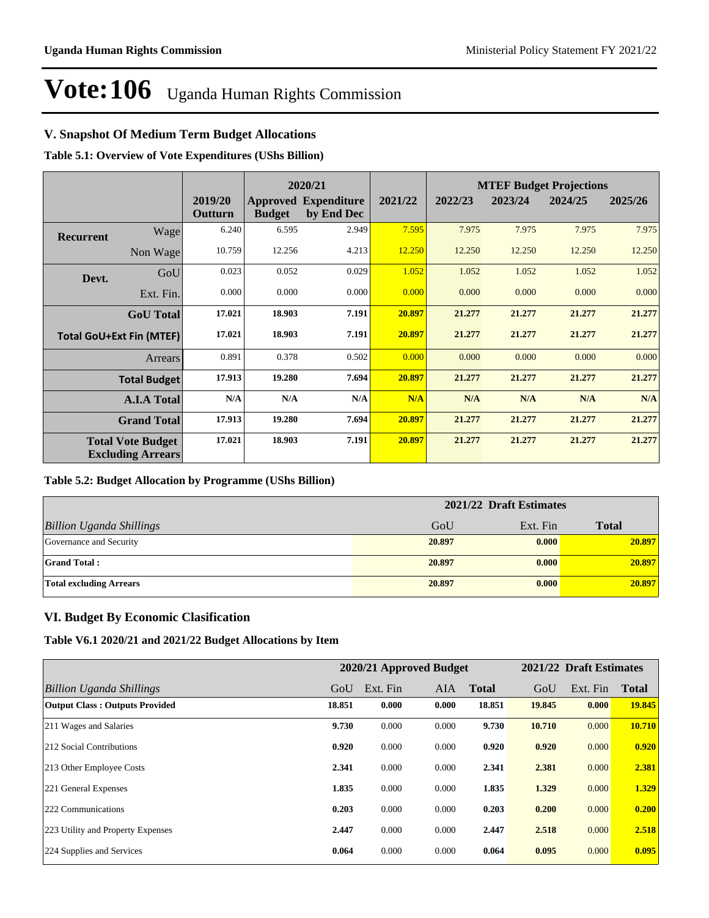# Vote:106 Uganda Human Rights Commission

## V. Snapshot Of Medium Term Budget Allocations

**Table 5.1: Overview of Vote Expenditures (UShs Billion)**

| | | 2019/20 Outturn | 2020/21 Approved Budget | 2020/21 Expenditure by End Dec | 2021/22 | 2022/23 | 2023/24 | 2024/25 | 2025/26 |
|---|---|---|---|---|---|---|---|---|---|
| **Recurrent** | Wage | 6.240 | 6.595 | 2.949 | 7.595 | 7.975 | 7.975 | 7.975 | 7.975 |
| | Non Wage | 10.759 | 12.256 | 4.213 | 12.250 | 12.250 | 12.250 | 12.250 | 12.250 |
| **Devt.** | GoU | 0.023 | 0.052 | 0.029 | 1.052 | 1.052 | 1.052 | 1.052 | 1.052 |
| | Ext. Fin. | 0.000 | 0.000 | 0.000 | 0.000 | 0.000 | 0.000 | 0.000 | 0.000 |
| | **GoU Total** | **17.021** | **18.903** | **7.191** | **20.897** | **21.277** | **21.277** | **21.277** | **21.277** |
| **Total GoU+Ext Fin (MTEF)** | | **17.021** | **18.903** | **7.191** | **20.897** | **21.277** | **21.277** | **21.277** | **21.277** |
| | Arrears | 0.891 | 0.378 | 0.502 | 0.000 | 0.000 | 0.000 | 0.000 | 0.000 |
| | **Total Budget** | **17.913** | **19.280** | **7.694** | **20.897** | **21.277** | **21.277** | **21.277** | **21.277** |
| | **A.I.A Total** | **N/A** | **N/A** | **N/A** | **N/A** | **N/A** | **N/A** | **N/A** | **N/A** |
| | **Grand Total** | **17.913** | **19.280** | **7.694** | **20.897** | **21.277** | **21.277** | **21.277** | **21.277** |
| **Total Vote Budget Excluding Arrears** | | **17.021** | **18.903** | **7.191** | **20.897** | **21.277** | **21.277** | **21.277** | **21.277** |

Note: 2022/23 to 2025/26 are MTEF Budget Projections.

**Table 5.2: Budget Allocation by Programme (UShs Billion)**

| | 2021/22 Draft Estimates | | |
|---|---|---|---|
| *Billion Uganda Shillings* | GoU | Ext. Fin | **Total** |
| Governance and Security | **20.897** | **0.000** | **20.897** |
| **Grand Total :** | **20.897** | **0.000** | **20.897** |
| **Total excluding Arrears** | **20.897** | **0.000** | **20.897** |

## VI. Budget By Economic Clasification

**Table V6.1 2020/21 and 2021/22 Budget Allocations by Item**

| | 2020/21 Approved Budget | | | | 2021/22 Draft Estimates | | |
|---|---|---|---|---|---|---|---|
| *Billion Uganda Shillings* | GoU | Ext. Fin | AIA | **Total** | GoU | Ext. Fin | **Total** |
| **Output Class : Outputs Provided** | **18.851** | **0.000** | **0.000** | **18.851** | **19.845** | **0.000** | **19.845** |
| 211 Wages and Salaries | **9.730** | 0.000 | 0.000 | **9.730** | **10.710** | 0.000 | **10.710** |
| 212 Social Contributions | **0.920** | 0.000 | 0.000 | **0.920** | **0.920** | 0.000 | **0.920** |
| 213 Other Employee Costs | **2.341** | 0.000 | 0.000 | **2.341** | **2.381** | 0.000 | **2.381** |
| 221 General Expenses | **1.835** | 0.000 | 0.000 | **1.835** | **1.329** | 0.000 | **1.329** |
| 222 Communications | **0.203** | 0.000 | 0.000 | **0.203** | **0.200** | 0.000 | **0.200** |
| 223 Utility and Property Expenses | **2.447** | 0.000 | 0.000 | **2.447** | **2.518** | 0.000 | **2.518** |
| 224 Supplies and Services | **0.064** | 0.000 | 0.000 | **0.064** | **0.095** | 0.000 | **0.095** |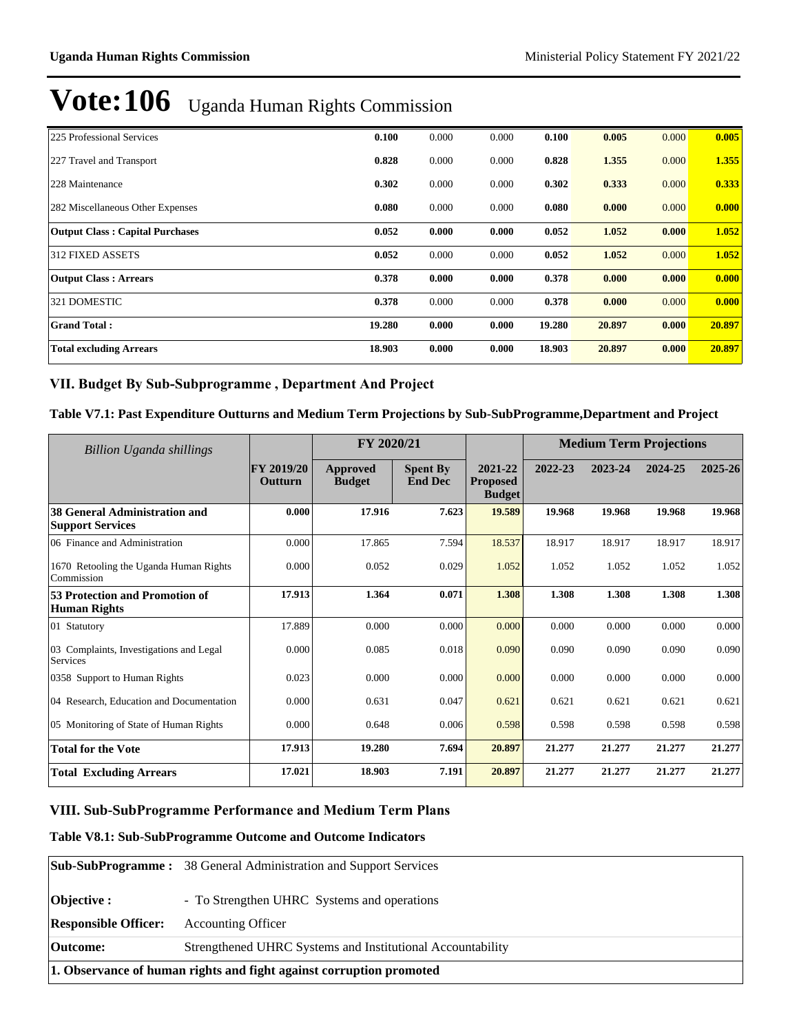# Vote:106 Uganda Human Rights Commission

| | | | | | | | |
|---|---|---|---|---|---|---|---|
| 225 Professional Services | **0.100** | 0.000 | 0.000 | **0.100** | **0.005** | 0.000 | **0.005** |
| 227 Travel and Transport | **0.828** | 0.000 | 0.000 | **0.828** | **1.355** | 0.000 | **1.355** |
| 228 Maintenance | **0.302** | 0.000 | 0.000 | **0.302** | **0.333** | 0.000 | **0.333** |
| 282 Miscellaneous Other Expenses | **0.080** | 0.000 | 0.000 | **0.080** | **0.000** | 0.000 | **0.000** |
| **Output Class : Capital Purchases** | **0.052** | **0.000** | **0.000** | **0.052** | **1.052** | **0.000** | **1.052** |
| 312 FIXED ASSETS | **0.052** | 0.000 | 0.000 | **0.052** | **1.052** | 0.000 | **1.052** |
| **Output Class : Arrears** | **0.378** | **0.000** | **0.000** | **0.378** | **0.000** | **0.000** | **0.000** |
| 321 DOMESTIC | **0.378** | 0.000 | 0.000 | **0.378** | **0.000** | 0.000 | **0.000** |
| **Grand Total :** | **19.280** | **0.000** | **0.000** | **19.280** | **20.897** | **0.000** | **20.897** |
| **Total excluding Arrears** | **18.903** | **0.000** | **0.000** | **18.903** | **20.897** | **0.000** | **20.897** |

## VII. Budget By Sub-Subprogramme , Department And Project

### Table V7.1: Past Expenditure Outturns and Medium Term Projections by Sub-SubProgramme,Department and Project

| *Billion Uganda shillings* | | FY 2020/21 | | | Medium Term Projections | | | |
|---|---|---|---|---|---|---|---|---|
| | FY 2019/20 Outturn | Approved Budget | Spent By End Dec | 2021-22 Proposed Budget | 2022-23 | 2023-24 | 2024-25 | 2025-26 |
| **38 General Administration and Support Services** | **0.000** | **17.916** | **7.623** | **19.589** | **19.968** | **19.968** | **19.968** | **19.968** |
| 06 Finance and Administration | 0.000 | 17.865 | 7.594 | 18.537 | 18.917 | 18.917 | 18.917 | 18.917 |
| 1670 Retooling the Uganda Human Rights Commission | 0.000 | 0.052 | 0.029 | 1.052 | 1.052 | 1.052 | 1.052 | 1.052 |
| **53 Protection and Promotion of Human Rights** | **17.913** | **1.364** | **0.071** | **1.308** | **1.308** | **1.308** | **1.308** | **1.308** |
| 01 Statutory | 17.889 | 0.000 | 0.000 | 0.000 | 0.000 | 0.000 | 0.000 | 0.000 |
| 03 Complaints, Investigations and Legal Services | 0.000 | 0.085 | 0.018 | 0.090 | 0.090 | 0.090 | 0.090 | 0.090 |
| 0358 Support to Human Rights | 0.023 | 0.000 | 0.000 | 0.000 | 0.000 | 0.000 | 0.000 | 0.000 |
| 04 Research, Education and Documentation | 0.000 | 0.631 | 0.047 | 0.621 | 0.621 | 0.621 | 0.621 | 0.621 |
| 05 Monitoring of State of Human Rights | 0.000 | 0.648 | 0.006 | 0.598 | 0.598 | 0.598 | 0.598 | 0.598 |
| **Total for the Vote** | **17.913** | **19.280** | **7.694** | **20.897** | **21.277** | **21.277** | **21.277** | **21.277** |
| **Total Excluding Arrears** | **17.021** | **18.903** | **7.191** | **20.897** | **21.277** | **21.277** | **21.277** | **21.277** |

## VIII. Sub-SubProgramme Performance and Medium Term Plans

### Table V8.1: Sub-SubProgramme Outcome and Outcome Indicators

| | |
|---|---|
| **Sub-SubProgramme :** | 38 General Administration and Support Services |
| **Objective :** | - To Strengthen UHRC Systems and operations |
| **Responsible Officer:** | Accounting Officer |
| **Outcome:** | Strengthened UHRC Systems and Institutional Accountability |
| **1. Observance of human rights and fight against corruption promoted** | |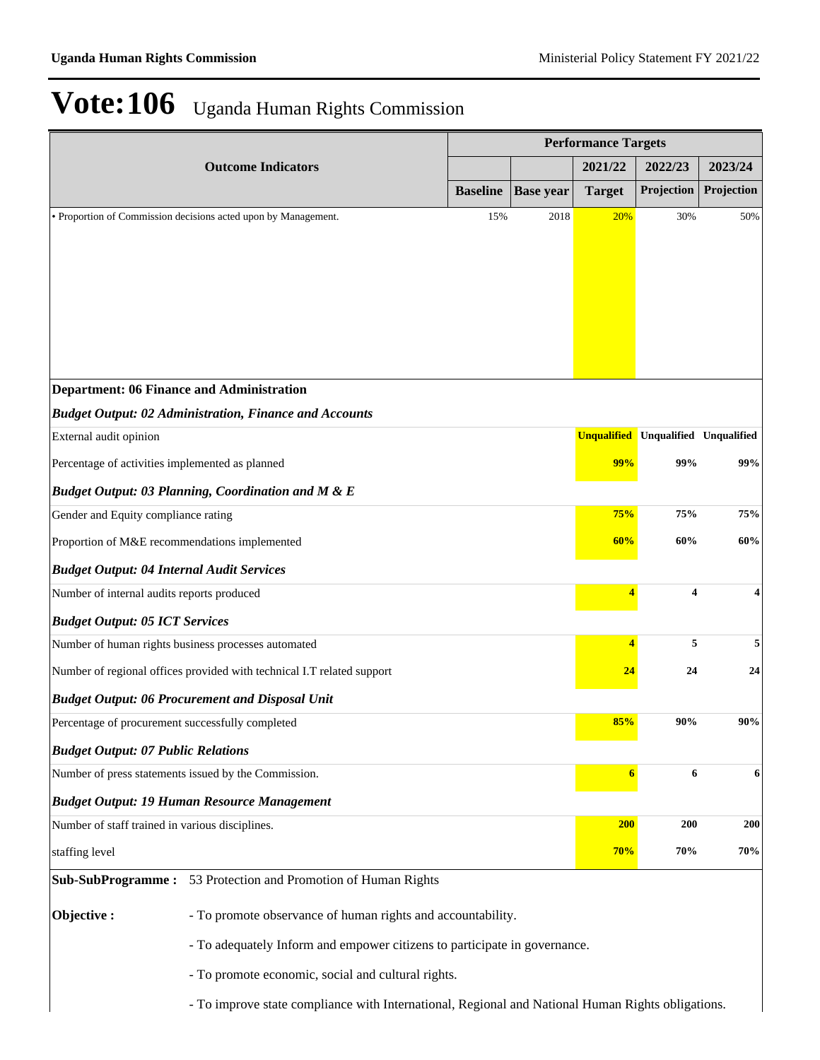# Vote:106 Uganda Human Rights Commission

| Outcome Indicators | Performance Targets | | | | |
|---|---|---|---|---|---|
| | | | 2021/22 | 2022/23 | 2023/24 |
| | Baseline | Base year | Target | Projection | Projection |
| • Proportion of Commission decisions acted upon by Management. | 15% | 2018 | 20% | 30% | 50% |
| **Department: 06 Finance and Administration** | | | | | |
| ***Budget Output: 02 Administration, Finance and Accounts*** | | | | | |
| External audit opinion | | | **Unqualified** | **Unqualified** | **Unqualified** |
| Percentage of activities implemented as planned | | | **99%** | **99%** | **99%** |
| ***Budget Output: 03 Planning, Coordination and M & E*** | | | | | |
| Gender and Equity compliance rating | | | **75%** | **75%** | **75%** |
| Proportion of M&E recommendations implemented | | | **60%** | **60%** | **60%** |
| ***Budget Output: 04 Internal Audit Services*** | | | | | |
| Number of internal audits reports produced | | | **4** | **4** | **4** |
| ***Budget Output: 05 ICT Services*** | | | | | |
| Number of human rights business processes automated | | | **4** | **5** | **5** |
| Number of regional offices provided with technical I.T related support | | | **24** | **24** | **24** |
| ***Budget Output: 06 Procurement and Disposal Unit*** | | | | | |
| Percentage of procurement successfully completed | | | **85%** | **90%** | **90%** |
| ***Budget Output: 07 Public Relations*** | | | | | |
| Number of press statements issued by the Commission. | | | **6** | **6** | **6** |
| ***Budget Output: 19 Human Resource Management*** | | | | | |
| Number of staff trained in various disciplines. | | | **200** | **200** | **200** |
| staffing level | | | **70%** | **70%** | **70%** |

**Sub-SubProgramme :** 53 Protection and Promotion of Human Rights

**Objective :**

- To promote observance of human rights and accountability.
- To adequately Inform and empower citizens to participate in governance.
- To promote economic, social and cultural rights.
- To improve state compliance with International, Regional and National Human Rights obligations.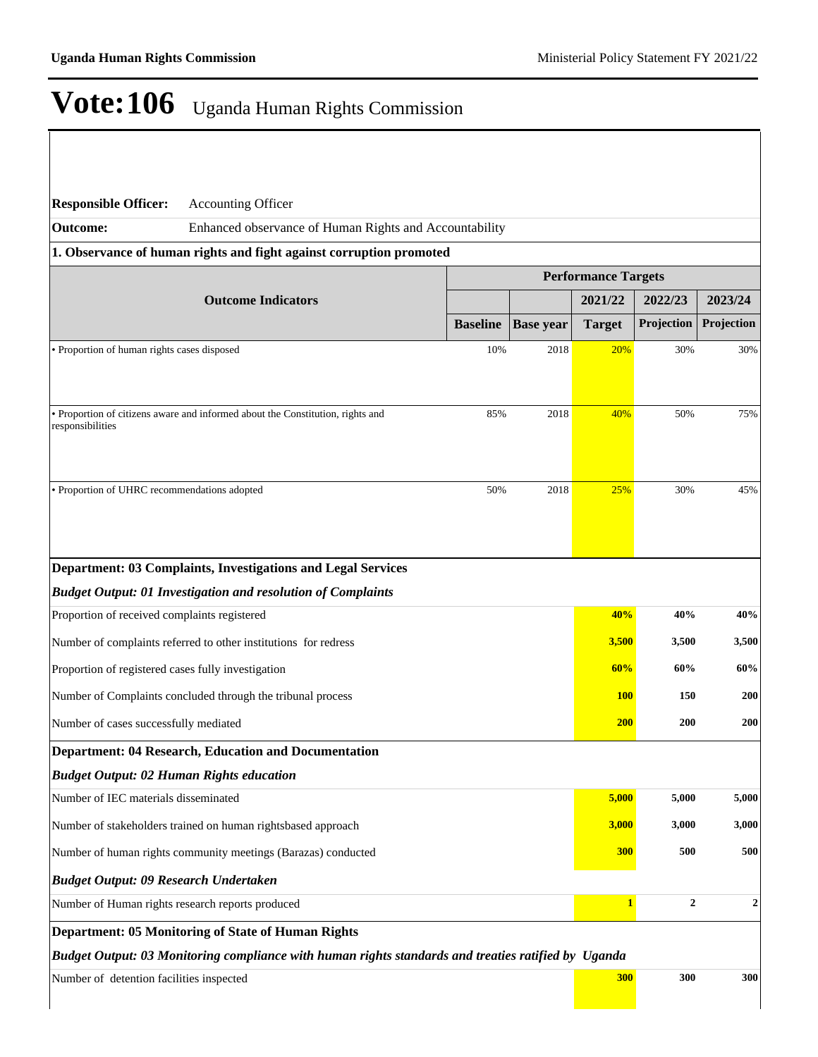# Vote:106 Uganda Human Rights Commission

**Responsible Officer:** Accounting Officer

**Outcome:** Enhanced observance of Human Rights and Accountability

**1. Observance of human rights and fight against corruption promoted**

| Outcome Indicators | Performance Targets | | | | |
|---|---|---|---|---|---|
| | | | 2021/22 | 2022/23 | 2023/24 |
| | Baseline | Base year | Target | Projection | Projection |
| • Proportion of human rights cases disposed | 10% | 2018 | 20% | 30% | 30% |
| • Proportion of citizens aware and informed about the Constitution, rights and responsibilities | 85% | 2018 | 40% | 50% | 75% |
| • Proportion of UHRC recommendations adopted | 50% | 2018 | 25% | 30% | 45% |

**Department: 03 Complaints, Investigations and Legal Services**

***Budget Output: 01 Investigation and resolution of Complaints***

| Indicator | 2021/22 Target | 2022/23 Projection | 2023/24 Projection |
|---|---|---|---|
| Proportion of received complaints registered | **40%** | **40%** | **40%** |
| Number of complaints referred to other institutions for redress | **3,500** | **3,500** | **3,500** |
| Proportion of registered cases fully investigation | **60%** | **60%** | **60%** |
| Number of Complaints concluded through the tribunal process | **100** | **150** | **200** |
| Number of cases successfully mediated | **200** | **200** | **200** |

**Department: 04 Research, Education and Documentation**

***Budget Output: 02 Human Rights education***

| Indicator | 2021/22 Target | 2022/23 Projection | 2023/24 Projection |
|---|---|---|---|
| Number of IEC materials disseminated | **5,000** | **5,000** | **5,000** |
| Number of stakeholders trained on human rightsbased approach | **3,000** | **3,000** | **3,000** |
| Number of human rights community meetings (Barazas) conducted | **300** | **500** | **500** |

***Budget Output: 09 Research Undertaken***

| Indicator | 2021/22 Target | 2022/23 Projection | 2023/24 Projection |
|---|---|---|---|
| Number of Human rights research reports produced | **1** | **2** | **2** |

**Department: 05 Monitoring of State of Human Rights**

***Budget Output: 03 Monitoring compliance with human rights standards and treaties ratified by Uganda***

| Indicator | 2021/22 Target | 2022/23 Projection | 2023/24 Projection |
|---|---|---|---|
| Number of detention facilities inspected | **300** | **300** | **300** |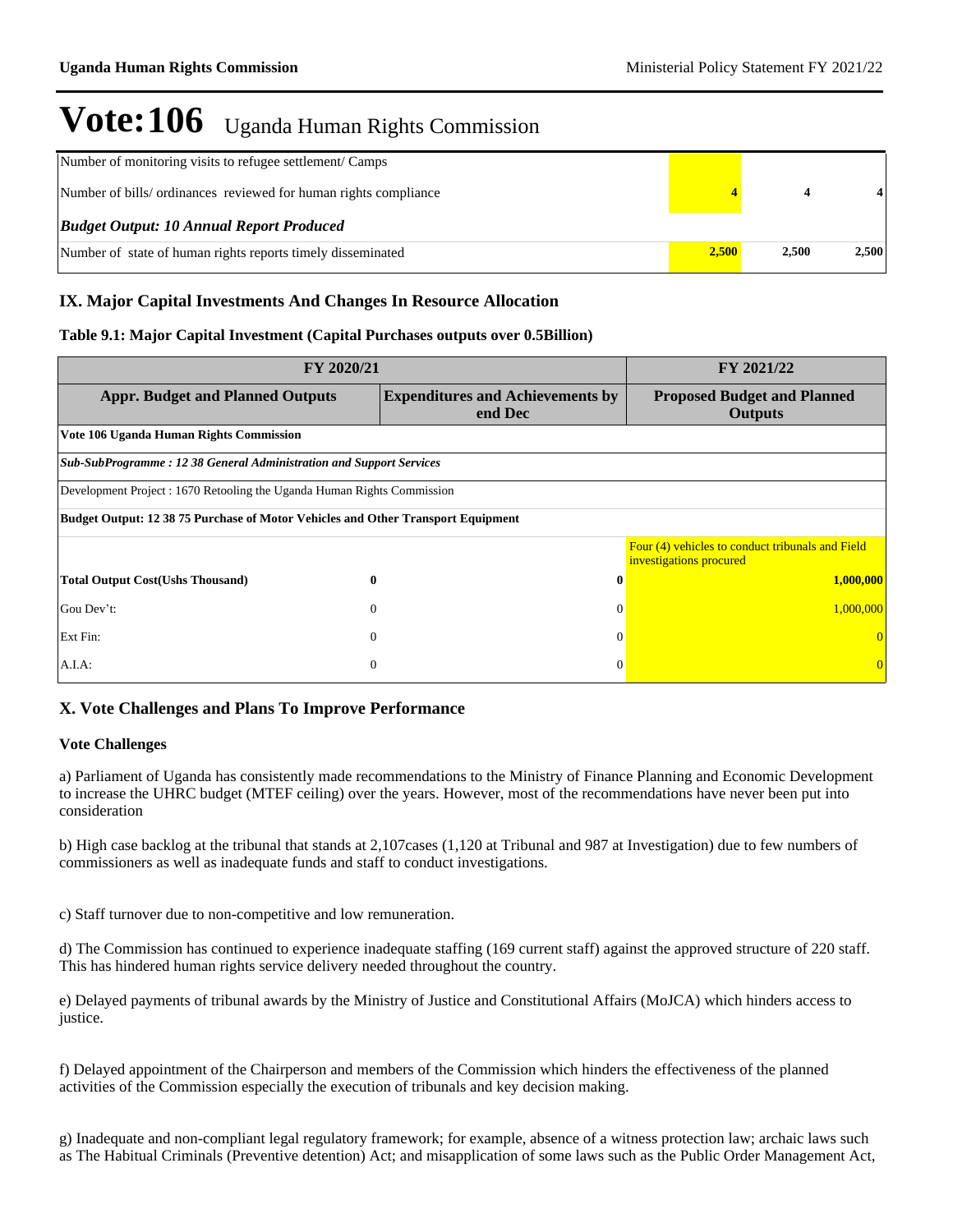# Vote:106 Uganda Human Rights Commission

| | | | |
|---|---|---|---|
| Number of monitoring visits to refugee settlement/ Camps | | | |
| Number of bills/ ordinances reviewed for human rights compliance | 4 | 4 | 4 |
| ***Budget Output: 10 Annual Report Produced*** | | | |
| Number of state of human rights reports timely disseminated | 2,500 | 2,500 | 2,500 |

## IX. Major Capital Investments And Changes In Resource Allocation

**Table 9.1: Major Capital Investment (Capital Purchases outputs over 0.5Billion)**

| FY 2020/21 | | FY 2021/22 |
|---|---|---|
| **Appr. Budget and Planned Outputs** | **Expenditures and Achievements by end Dec** | **Proposed Budget and Planned Outputs** |
| **Vote 106 Uganda Human Rights Commission** | | |
| ***Sub-SubProgramme : 12 38 General Administration and Support Services*** | | |
| Development Project : 1670 Retooling the Uganda Human Rights Commission | | |
| **Budget Output: 12 38 75 Purchase of Motor Vehicles and Other Transport Equipment** | | |
| | | Four (4) vehicles to conduct tribunals and Field investigations procured |
| **Total Output Cost(Ushs Thousand)** **0** | **0** | **1,000,000** |
| Gou Dev't: 0 | 0 | 1,000,000 |
| Ext Fin: 0 | 0 | 0 |
| A.I.A: 0 | 0 | 0 |

## X. Vote Challenges and Plans To Improve Performance

**Vote Challenges**

a) Parliament of Uganda has consistently made recommendations to the Ministry of Finance Planning and Economic Development to increase the UHRC budget (MTEF ceiling) over the years. However, most of the recommendations have never been put into consideration

b) High case backlog at the tribunal that stands at 2,107cases (1,120 at Tribunal and 987 at Investigation) due to few numbers of commissioners as well as inadequate funds and staff to conduct investigations.

c) Staff turnover due to non-competitive and low remuneration.

d) The Commission has continued to experience inadequate staffing (169 current staff) against the approved structure of 220 staff. This has hindered human rights service delivery needed throughout the country.

e) Delayed payments of tribunal awards by the Ministry of Justice and Constitutional Affairs (MoJCA) which hinders access to justice.

f) Delayed appointment of the Chairperson and members of the Commission which hinders the effectiveness of the planned activities of the Commission especially the execution of tribunals and key decision making.

g) Inadequate and non-compliant legal regulatory framework; for example, absence of a witness protection law; archaic laws such as The Habitual Criminals (Preventive detention) Act; and misapplication of some laws such as the Public Order Management Act,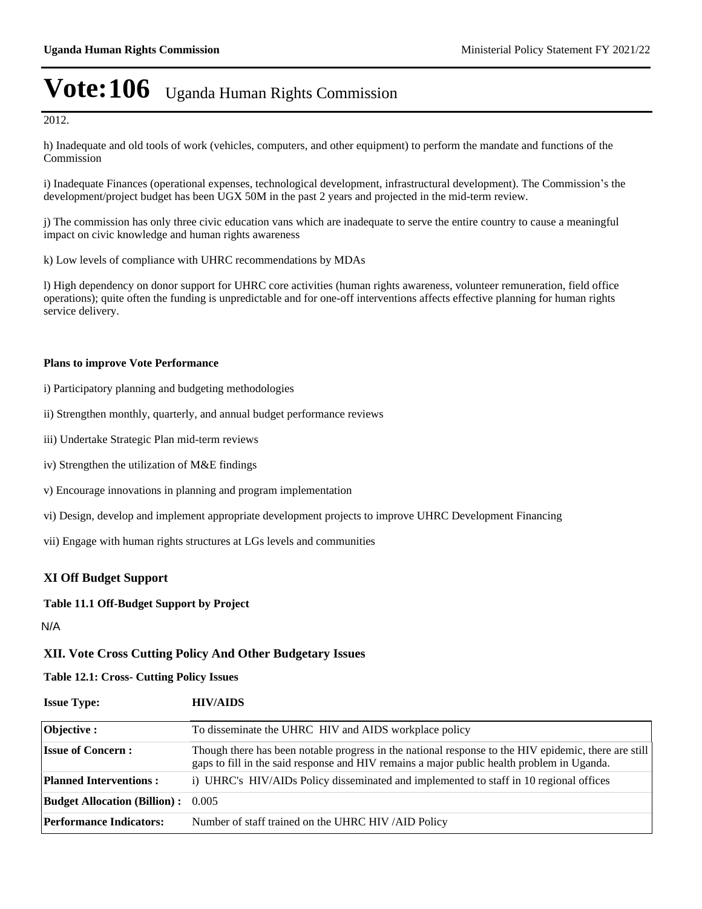2012.

h) Inadequate and old tools of work (vehicles, computers, and other equipment) to perform the mandate and functions of the Commission

i) Inadequate Finances (operational expenses, technological development, infrastructural development). The Commission's the development/project budget has been UGX 50M in the past 2 years and projected in the mid-term review.

j) The commission has only three civic education vans which are inadequate to serve the entire country to cause a meaningful impact on civic knowledge and human rights awareness

k) Low levels of compliance with UHRC recommendations by MDAs

l) High dependency on donor support for UHRC core activities (human rights awareness, volunteer remuneration, field office operations); quite often the funding is unpredictable and for one-off interventions affects effective planning for human rights service delivery.

**Plans to improve Vote Performance**

i) Participatory planning and budgeting methodologies

ii) Strengthen monthly, quarterly, and annual budget performance reviews

iii) Undertake Strategic Plan mid-term reviews

iv) Strengthen the utilization of M&E findings

v) Encourage innovations in planning and program implementation

vi) Design, develop and implement appropriate development projects to improve UHRC Development Financing

vii) Engage with human rights structures at LGs levels and communities

## XI Off Budget Support

**Table 11.1 Off-Budget Support by Project**

N/A

## XII. Vote Cross Cutting Policy And Other Budgetary Issues

**Table 12.1: Cross- Cutting Policy Issues**

**Issue Type:** **HIV/AIDS**

| | |
|---|---|
| **Objective :** | To disseminate the UHRC HIV and AIDS workplace policy |
| **Issue of Concern :** | Though there has been notable progress in the national response to the HIV epidemic, there are still gaps to fill in the said response and HIV remains a major public health problem in Uganda. |
| **Planned Interventions :** | i) UHRC's HIV/AIDs Policy disseminated and implemented to staff in 10 regional offices |
| **Budget Allocation (Billion) :** | 0.005 |
| **Performance Indicators:** | Number of staff trained on the UHRC HIV /AID Policy |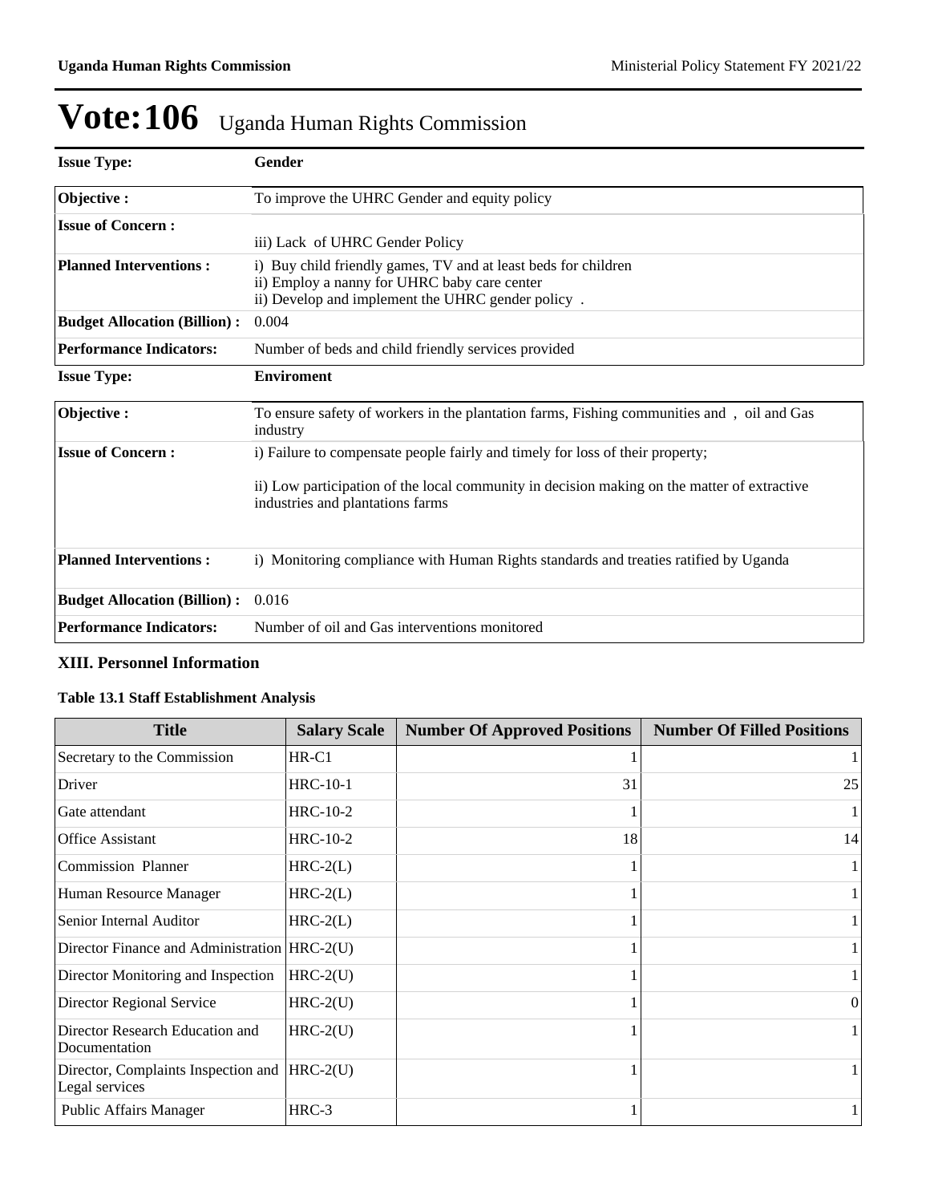# Vote:106 Uganda Human Rights Commission

| Issue Type: | Gender |
|---|---|
| Objective : | To improve the UHRC Gender and equity policy |
| Issue of Concern : | iii) Lack of UHRC Gender Policy |
| Planned Interventions : | i) Buy child friendly games, TV and at least beds for children<br>ii) Employ a nanny for UHRC baby care center<br>ii) Develop and implement the UHRC gender policy . |
| Budget Allocation (Billion) : | 0.004 |
| Performance Indicators: | Number of beds and child friendly services provided |

| Issue Type: | Enviroment |
|---|---|
| Objective : | To ensure safety of workers in the plantation farms, Fishing communities and , oil and Gas industry |
| Issue of Concern : | i) Failure to compensate people fairly and timely for loss of their property;<br><br>ii) Low participation of the local community in decision making on the matter of extractive industries and plantations farms |
| Planned Interventions : | i) Monitoring compliance with Human Rights standards and treaties ratified by Uganda |
| Budget Allocation (Billion) : | 0.016 |
| Performance Indicators: | Number of oil and Gas interventions monitored |

## XIII. Personnel Information

### Table 13.1 Staff Establishment Analysis

| Title | Salary Scale | Number Of Approved Positions | Number Of Filled Positions |
|---|---|---|---|
| Secretary to the Commission | HR-C1 | 1 | 1 |
| Driver | HRC-10-1 | 31 | 25 |
| Gate attendant | HRC-10-2 | 1 | 1 |
| Office Assistant | HRC-10-2 | 18 | 14 |
| Commission Planner | HRC-2(L) | 1 | 1 |
| Human Resource Manager | HRC-2(L) | 1 | 1 |
| Senior Internal Auditor | HRC-2(L) | 1 | 1 |
| Director Finance and Administration | HRC-2(U) | 1 | 1 |
| Director Monitoring and Inspection | HRC-2(U) | 1 | 1 |
| Director Regional Service | HRC-2(U) | 1 | 0 |
| Director Research Education and Documentation | HRC-2(U) | 1 | 1 |
| Director, Complaints Inspection and Legal services | HRC-2(U) | 1 | 1 |
| Public Affairs Manager | HRC-3 | 1 | 1 |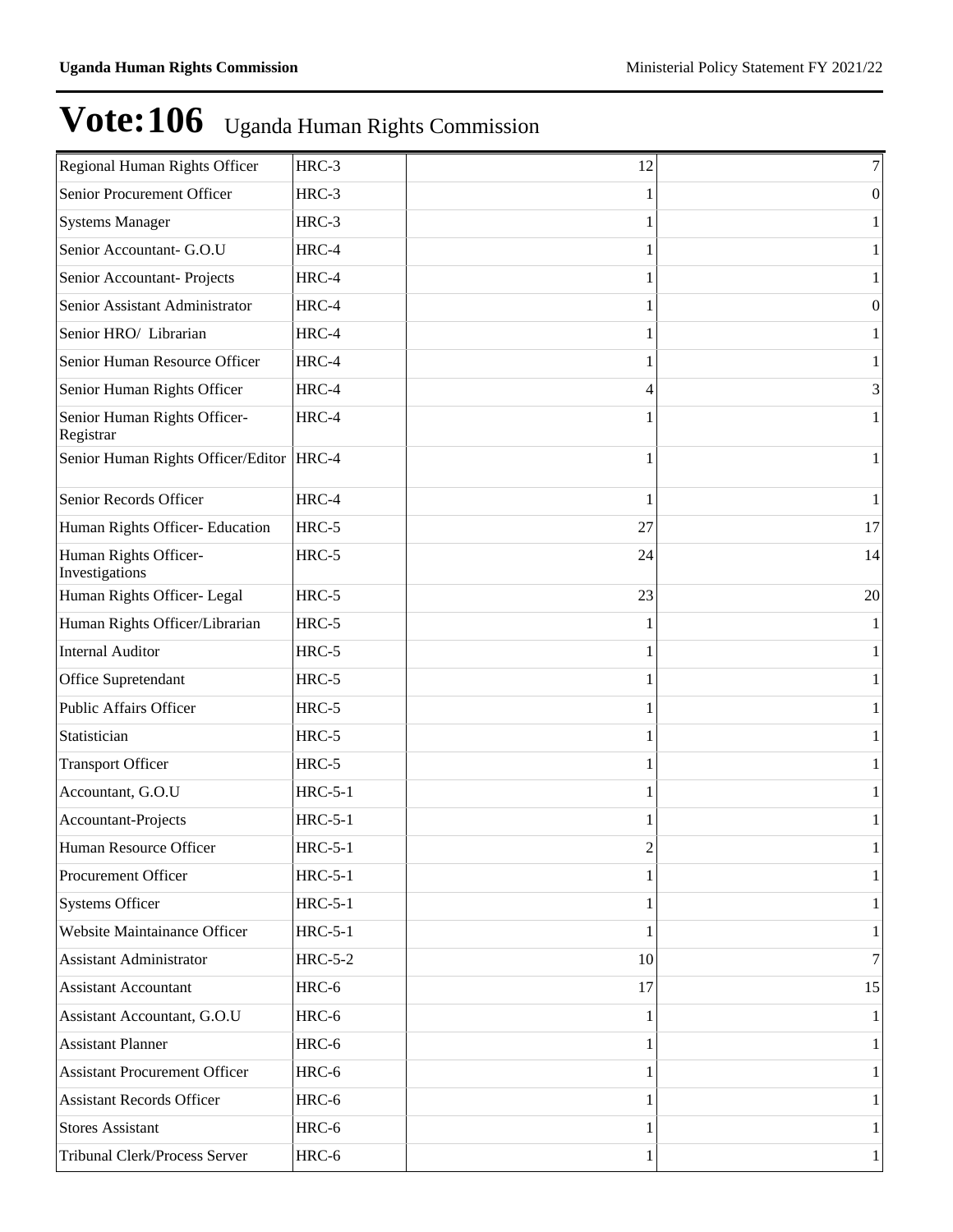# Vote:106 Uganda Human Rights Commission

| | | | |
|---|---|---|---|
| Regional Human Rights Officer | HRC-3 | 12 | 7 |
| Senior Procurement Officer | HRC-3 | 1 | 0 |
| Systems Manager | HRC-3 | 1 | 1 |
| Senior Accountant- G.O.U | HRC-4 | 1 | 1 |
| Senior Accountant- Projects | HRC-4 | 1 | 1 |
| Senior Assistant Administrator | HRC-4 | 1 | 0 |
| Senior HRO/ Librarian | HRC-4 | 1 | 1 |
| Senior Human Resource Officer | HRC-4 | 1 | 1 |
| Senior Human Rights Officer | HRC-4 | 4 | 3 |
| Senior Human Rights Officer-Registrar | HRC-4 | 1 | 1 |
| Senior Human Rights Officer/Editor | HRC-4 | 1 | 1 |
| Senior Records Officer | HRC-4 | 1 | 1 |
| Human Rights Officer- Education | HRC-5 | 27 | 17 |
| Human Rights Officer-Investigations | HRC-5 | 24 | 14 |
| Human Rights Officer- Legal | HRC-5 | 23 | 20 |
| Human Rights Officer/Librarian | HRC-5 | 1 | 1 |
| Internal Auditor | HRC-5 | 1 | 1 |
| Office Supretendant | HRC-5 | 1 | 1 |
| Public Affairs Officer | HRC-5 | 1 | 1 |
| Statistician | HRC-5 | 1 | 1 |
| Transport Officer | HRC-5 | 1 | 1 |
| Accountant, G.O.U | HRC-5-1 | 1 | 1 |
| Accountant-Projects | HRC-5-1 | 1 | 1 |
| Human Resource Officer | HRC-5-1 | 2 | 1 |
| Procurement Officer | HRC-5-1 | 1 | 1 |
| Systems Officer | HRC-5-1 | 1 | 1 |
| Website Maintainance Officer | HRC-5-1 | 1 | 1 |
| Assistant Administrator | HRC-5-2 | 10 | 7 |
| Assistant Accountant | HRC-6 | 17 | 15 |
| Assistant Accountant, G.O.U | HRC-6 | 1 | 1 |
| Assistant Planner | HRC-6 | 1 | 1 |
| Assistant Procurement Officer | HRC-6 | 1 | 1 |
| Assistant Records Officer | HRC-6 | 1 | 1 |
| Stores Assistant | HRC-6 | 1 | 1 |
| Tribunal Clerk/Process Server | HRC-6 | 1 | 1 |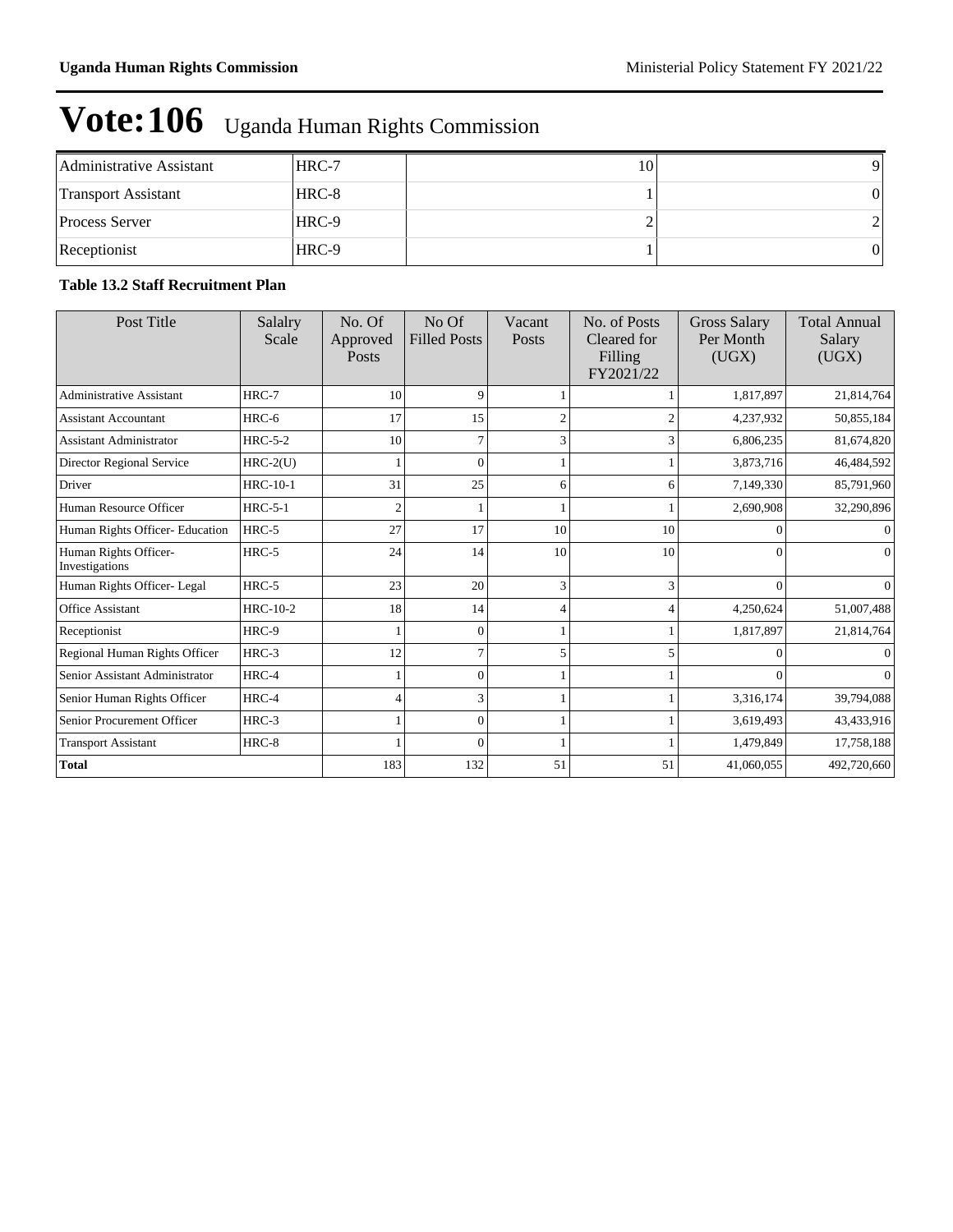# Vote:106 Uganda Human Rights Commission

| | | | |
|---|---|---|---|
| Administrative Assistant | HRC-7 | 10 | 9 |
| Transport Assistant | HRC-8 | 1 | 0 |
| Process Server | HRC-9 | 2 | 2 |
| Receptionist | HRC-9 | 1 | 0 |

**Table 13.2 Staff Recruitment Plan**

| Post Title | Salalry Scale | No. Of Approved Posts | No Of Filled Posts | Vacant Posts | No. of Posts Cleared for Filling FY2021/22 | Gross Salary Per Month (UGX) | Total Annual Salary (UGX) |
|---|---|---|---|---|---|---|---|
| Administrative Assistant | HRC-7 | 10 | 9 | 1 | 1 | 1,817,897 | 21,814,764 |
| Assistant Accountant | HRC-6 | 17 | 15 | 2 | 2 | 4,237,932 | 50,855,184 |
| Assistant Administrator | HRC-5-2 | 10 | 7 | 3 | 3 | 6,806,235 | 81,674,820 |
| Director Regional Service | HRC-2(U) | 1 | 0 | 1 | 1 | 3,873,716 | 46,484,592 |
| Driver | HRC-10-1 | 31 | 25 | 6 | 6 | 7,149,330 | 85,791,960 |
| Human Resource Officer | HRC-5-1 | 2 | 1 | 1 | 1 | 2,690,908 | 32,290,896 |
| Human Rights Officer- Education | HRC-5 | 27 | 17 | 10 | 10 | 0 | 0 |
| Human Rights Officer- Investigations | HRC-5 | 24 | 14 | 10 | 10 | 0 | 0 |
| Human Rights Officer- Legal | HRC-5 | 23 | 20 | 3 | 3 | 0 | 0 |
| Office Assistant | HRC-10-2 | 18 | 14 | 4 | 4 | 4,250,624 | 51,007,488 |
| Receptionist | HRC-9 | 1 | 0 | 1 | 1 | 1,817,897 | 21,814,764 |
| Regional Human Rights Officer | HRC-3 | 12 | 7 | 5 | 5 | 0 | 0 |
| Senior Assistant Administrator | HRC-4 | 1 | 0 | 1 | 1 | 0 | 0 |
| Senior Human Rights Officer | HRC-4 | 4 | 3 | 1 | 1 | 3,316,174 | 39,794,088 |
| Senior Procurement Officer | HRC-3 | 1 | 0 | 1 | 1 | 3,619,493 | 43,433,916 |
| Transport Assistant | HRC-8 | 1 | 0 | 1 | 1 | 1,479,849 | 17,758,188 |
| **Total** | | 183 | 132 | 51 | 51 | 41,060,055 | 492,720,660 |